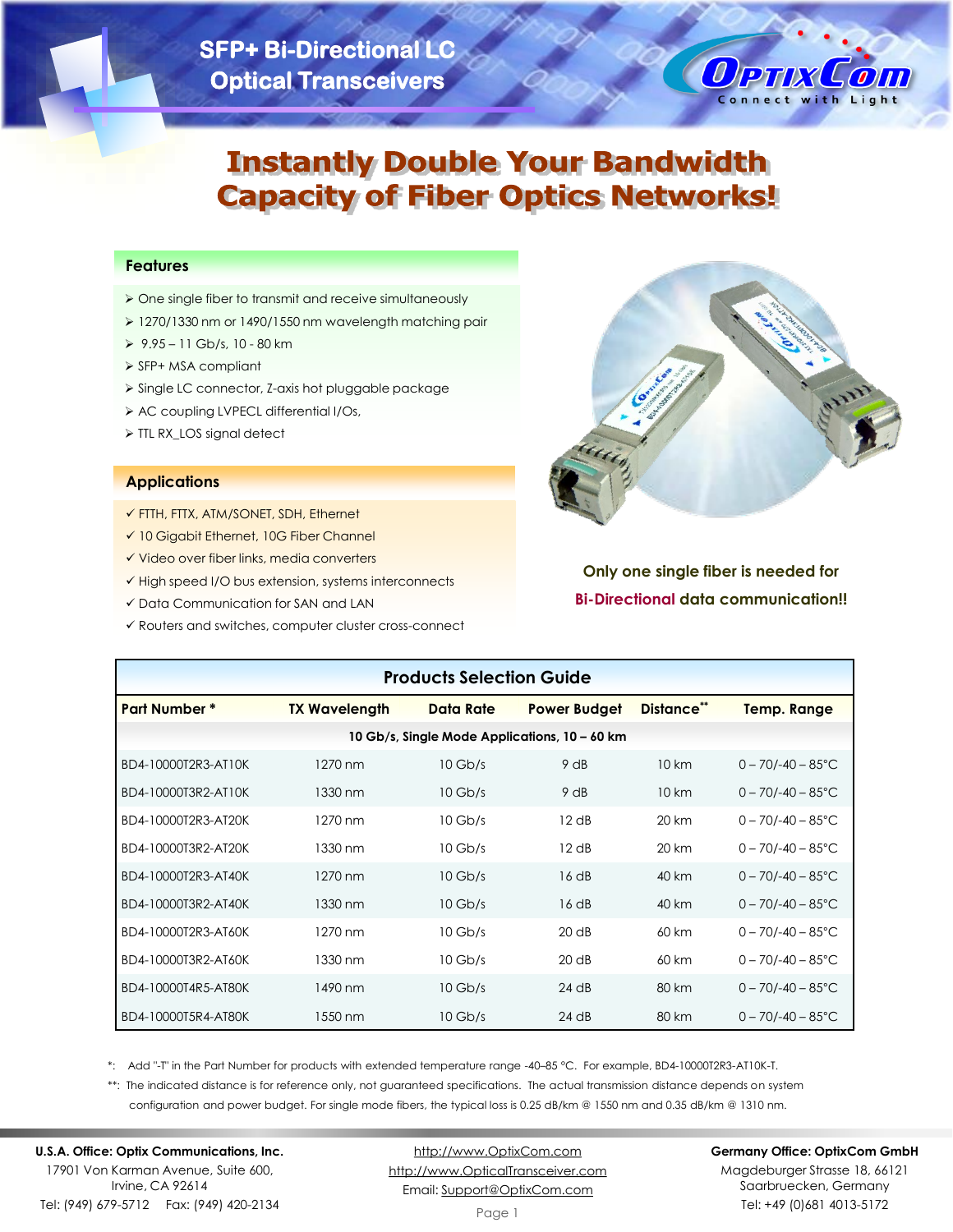# SFP+ Bi-Directional LC Optical Transceivers

OptixCom — Connect with Light

# Instantly Double Your Bandwidth Capacity of Fiber Optics Networks!

## Features

- One single fiber to transmit and receive simultaneously
- 1270/1330 nm or 1490/1550 nm wavelength matching pair
- 9.95 – 11 Gb/s, 10 - 80 km
- SFP+ MSA compliant
- Single LC connector, Z-axis hot pluggable package
- AC coupling LVPECL differential I/Os,
- TTL RX_LOS signal detect

## Applications

- ✓ FTTH, FTTX, ATM/SONET, SDH, Ethernet
- ✓ 10 Gigabit Ethernet, 10G Fiber Channel
- ✓ Video over fiber links, media converters
- ✓ High speed I/O bus extension, systems interconnects
- ✓ Data Communication for SAN and LAN
- ✓ Routers and switches, computer cluster cross-connect

**Only one single fiber is needed for Bi-Directional data communication!!**

## Products Selection Guide

| Part Number * | TX Wavelength | Data Rate | Power Budget | Distance** | Temp. Range |
|---|---|---|---|---|---|
| **10 Gb/s, Single Mode Applications, 10 – 60 km** | | | | | |
| BD4-10000T2R3-AT10K | 1270 nm | 10 Gb/s | 9 dB | 10 km | 0 – 70/-40 – 85°C |
| BD4-10000T3R2-AT10K | 1330 nm | 10 Gb/s | 9 dB | 10 km | 0 – 70/-40 – 85°C |
| BD4-10000T2R3-AT20K | 1270 nm | 10 Gb/s | 12 dB | 20 km | 0 – 70/-40 – 85°C |
| BD4-10000T3R2-AT20K | 1330 nm | 10 Gb/s | 12 dB | 20 km | 0 – 70/-40 – 85°C |
| BD4-10000T2R3-AT40K | 1270 nm | 10 Gb/s | 16 dB | 40 km | 0 – 70/-40 – 85°C |
| BD4-10000T3R2-AT40K | 1330 nm | 10 Gb/s | 16 dB | 40 km | 0 – 70/-40 – 85°C |
| BD4-10000T2R3-AT60K | 1270 nm | 10 Gb/s | 20 dB | 60 km | 0 – 70/-40 – 85°C |
| BD4-10000T3R2-AT60K | 1330 nm | 10 Gb/s | 20 dB | 60 km | 0 – 70/-40 – 85°C |
| BD4-10000T4R5-AT80K | 1490 nm | 10 Gb/s | 24 dB | 80 km | 0 – 70/-40 – 85°C |
| BD4-10000T5R4-AT80K | 1550 nm | 10 Gb/s | 24 dB | 80 km | 0 – 70/-40 – 85°C |

*: Add "-T" in the Part Number for products with extended temperature range -40–85 °C. For example, BD4-10000T2R3-AT10K-T.

**: The indicated distance is for reference only, not guaranteed specifications. The actual transmission distance depends on system configuration and power budget. For single mode fibers, the typical loss is 0.25 dB/km @ 1550 nm and 0.35 dB/km @ 1310 nm.

**U.S.A. Office: Optix Communications, Inc.**
17901 Von Karman Avenue, Suite 600,
Irvine, CA 92614
Tel: (949) 679-5712 Fax: (949) 420-2134

http://www.OptixCom.com
http://www.OpticalTransceiver.com
Email: Support@OptixCom.com

**Germany Office: OptixCom GmbH**
Magdeburger Strasse 18, 66121
Saarbruecken, Germany
Tel: +49 (0)681 4013-5172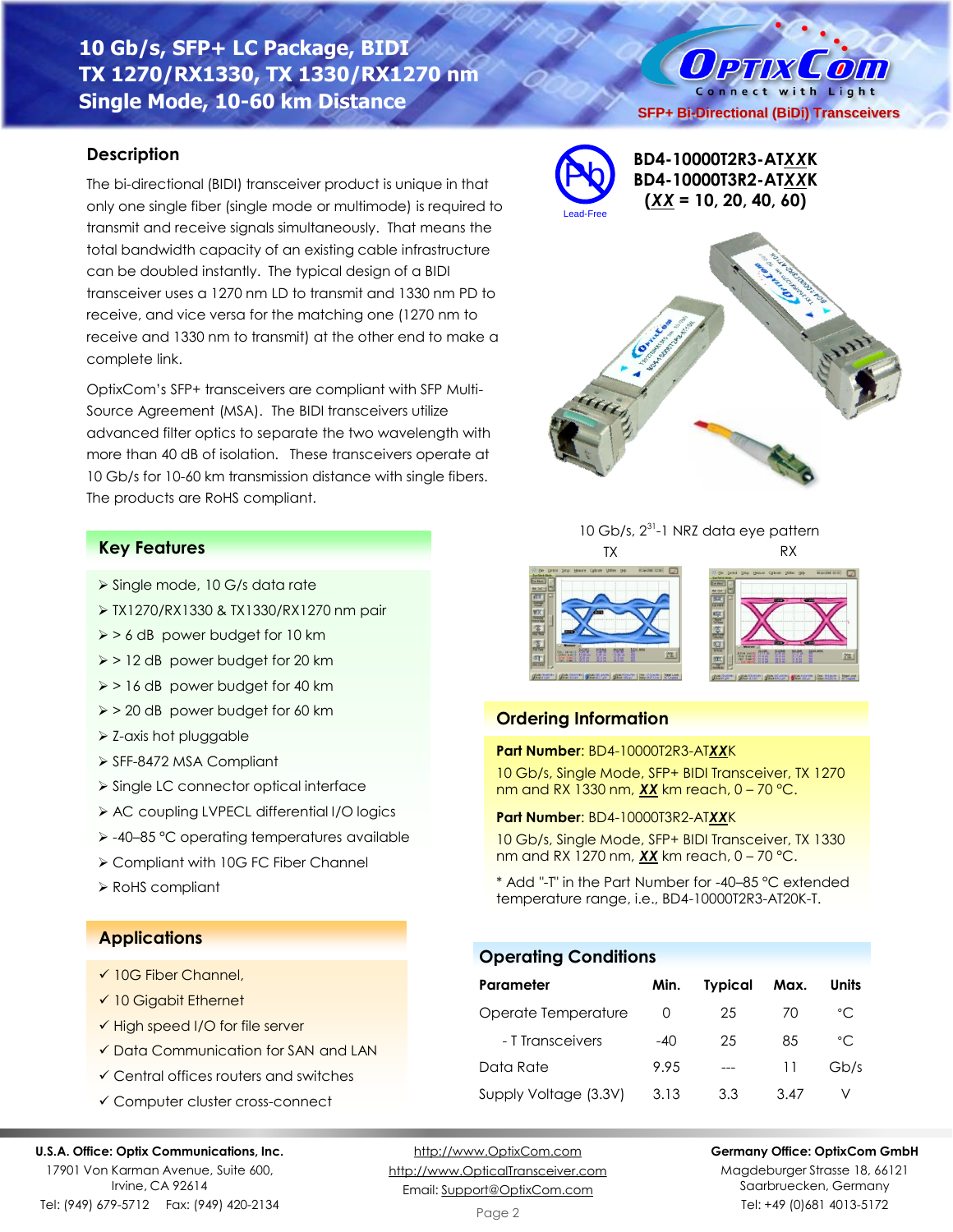# 10 Gb/s, SFP+ LC Package, BIDI TX 1270/RX1330, TX 1330/RX1270 nm Single Mode, 10-60 km Distance

SFP+ Bi-Directional (BiDi) Transceivers

**BD4-10000T2R3-AT*XX*K**
**BD4-10000T3R2-AT*XX*K**
**(*XX* = 10, 20, 40, 60)**

Lead-Free

## Description

The bi-directional (BIDI) transceiver product is unique in that only one single fiber (single mode or multimode) is required to transmit and receive signals simultaneously. That means the total bandwidth capacity of an existing cable infrastructure can be doubled instantly. The typical design of a BIDI transceiver uses a 1270 nm LD to transmit and 1330 nm PD to receive, and vice versa for the matching one (1270 nm to receive and 1330 nm to transmit) at the other end to make a complete link.

OptixCom's SFP+ transceivers are compliant with SFP Multi-Source Agreement (MSA). The BIDI transceivers utilize advanced filter optics to separate the two wavelength with more than 40 dB of isolation. These transceivers operate at 10 Gb/s for 10-60 km transmission distance with single fibers. The products are RoHS compliant.

10 Gb/s, $2^{31}$-1 NRZ data eye pattern

TX RX

## Key Features

- Single mode, 10 G/s data rate
- TX1270/RX1330 & TX1330/RX1270 nm pair
- > 6 dB power budget for 10 km
- > 12 dB power budget for 20 km
- > 16 dB power budget for 40 km
- > 20 dB power budget for 60 km
- Z-axis hot pluggable
- SFF-8472 MSA Compliant
- Single LC connector optical interface
- AC coupling LVPECL differential I/O logics
- -40–85 °C operating temperatures available
- Compliant with 10G FC Fiber Channel
- RoHS compliant

## Applications

- ✓ 10G Fiber Channel,
- ✓ 10 Gigabit Ethernet
- ✓ High speed I/O for file server
- ✓ Data Communication for SAN and LAN
- ✓ Central offices routers and switches
- ✓ Computer cluster cross-connect

## Ordering Information

**Part Number**: BD4-10000T2R3-AT***XX***K

10 Gb/s, Single Mode, SFP+ BIDI Transceiver, TX 1270 nm and RX 1330 nm, ***XX*** km reach, 0 – 70 °C.

**Part Number**: BD4-10000T3R2-AT***XX***K

10 Gb/s, Single Mode, SFP+ BIDI Transceiver, TX 1330 nm and RX 1270 nm, ***XX*** km reach, 0 – 70 °C.

* Add "-T" in the Part Number for -40–85 °C extended temperature range, i.e., BD4-10000T2R3-AT20K-T.

## Operating Conditions

| Parameter | Min. | Typical | Max. | Units |
|---|---|---|---|---|
| Operate Temperature | 0 | 25 | 70 | °C |
| - T Transceivers | -40 | 25 | 85 | °C |
| Data Rate | 9.95 | --- | 11 | Gb/s |
| Supply Voltage (3.3V) | 3.13 | 3.3 | 3.47 | V |

**U.S.A. Office: Optix Communications, Inc.**
17901 Von Karman Avenue, Suite 600,
Irvine, CA 92614
Tel: (949) 679-5712 Fax: (949) 420-2134

http://www.OptixCom.com
http://www.OpticalTransceiver.com
Email: Support@OptixCom.com

**Germany Office: OptixCom GmbH**
Magdeburger Strasse 18, 66121
Saarbruecken, Germany
Tel: +49 (0)681 4013-5172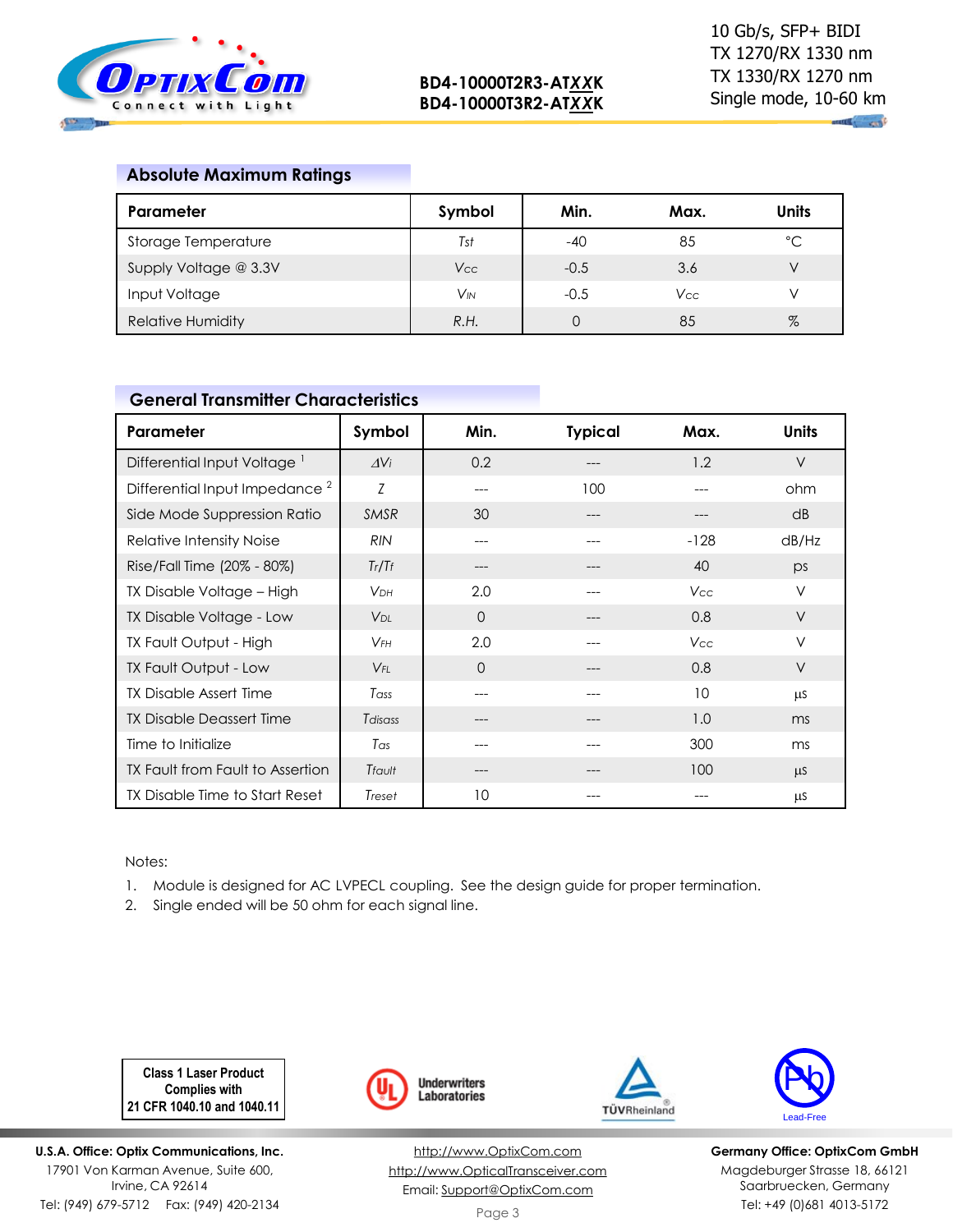## Absolute Maximum Ratings

| Parameter | Symbol | Min. | Max. | Units |
|---|---|---|---|---|
| Storage Temperature | $T_{st}$ | -40 | 85 | °C |
| Supply Voltage @ 3.3V | $V_{CC}$ | -0.5 | 3.6 | V |
| Input Voltage | $V_{IN}$ | -0.5 | $V_{CC}$ | V |
| Relative Humidity | R.H. | 0 | 85 | % |

## General Transmitter Characteristics

| Parameter | Symbol | Min. | Typical | Max. | Units |
|---|---|---|---|---|---|
| Differential Input Voltage [1] | $\Delta V_i$ | 0.2 | --- | 1.2 | V |
| Differential Input Impedance [2] | Z | --- | 100 | --- | ohm |
| Side Mode Suppression Ratio | SMSR | 30 | --- | --- | dB |
| Relative Intensity Noise | RIN | --- | --- | -128 | dB/Hz |
| Rise/Fall Time (20% - 80%) | $T_r/T_f$ | --- | --- | 40 | ps |
| TX Disable Voltage – High | $V_{DH}$ | 2.0 | --- | $V_{CC}$ | V |
| TX Disable Voltage - Low | $V_{DL}$ | 0 | --- | 0.8 | V |
| TX Fault Output - High | $V_{FH}$ | 2.0 | --- | $V_{CC}$ | V |
| TX Fault Output - Low | $V_{FL}$ | 0 | --- | 0.8 | V |
| TX Disable Assert Time | $T_{ass}$ | --- | --- | 10 | µs |
| TX Disable Deassert Time | $T_{disass}$ | --- | --- | 1.0 | ms |
| Time to Initialize | $T_{as}$ | --- | --- | 300 | ms |
| TX Fault from Fault to Assertion | $T_{fault}$ | --- | --- | 100 | µs |
| TX Disable Time to Start Reset | $T_{reset}$ | 10 | --- | --- | µs |

Notes:

1. Module is designed for AC LVPECL coupling. See the design guide for proper termination.
2. Single ended will be 50 ohm for each signal line.

Class 1 Laser Product Complies with 21 CFR 1040.10 and 1040.11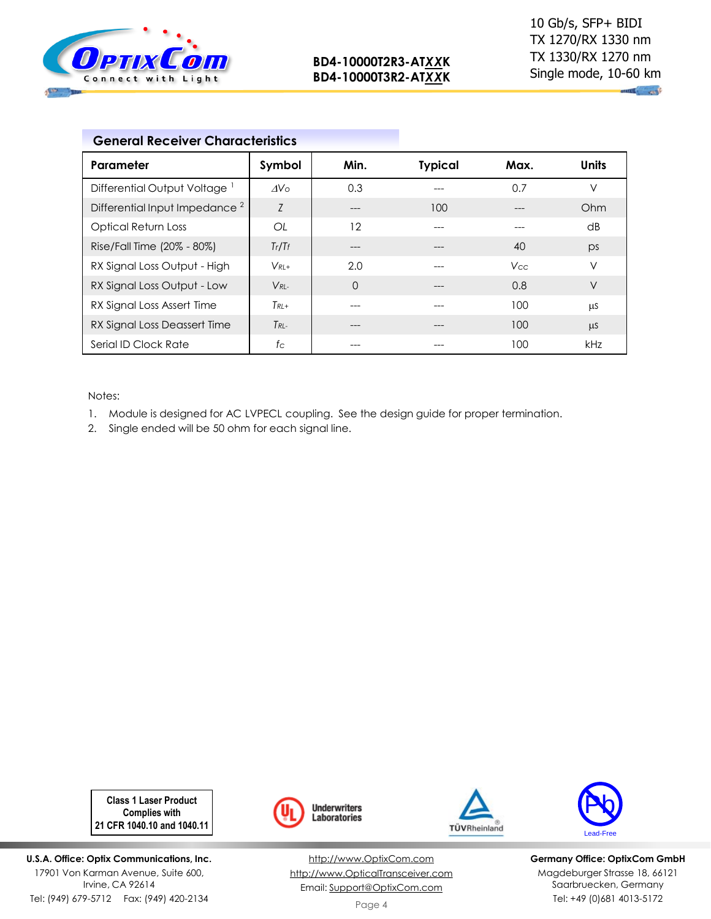## General Receiver Characteristics

| Parameter | Symbol | Min. | Typical | Max. | Units |
|---|---|---|---|---|---|
| Differential Output Voltage [1] | $\Delta V_O$ | 0.3 | --- | 0.7 | V |
| Differential Input Impedance [2] | $Z$ | --- | 100 | --- | Ohm |
| Optical Return Loss | $OL$ | 12 | --- | --- | dB |
| Rise/Fall Time (20% - 80%) | $T_r/T_f$ | --- | --- | 40 | ps |
| RX Signal Loss Output - High | $V_{RL+}$ | 2.0 | --- | $V_{CC}$ | V |
| RX Signal Loss Output - Low | $V_{RL-}$ | 0 | --- | 0.8 | V |
| RX Signal Loss Assert Time | $T_{RL+}$ | --- | --- | 100 | µs |
| RX Signal Loss Deassert Time | $T_{RL-}$ | --- | --- | 100 | µs |
| Serial ID Clock Rate | $f_C$ | --- | --- | 100 | kHz |

Notes:

1. Module is designed for AC LVPECL coupling. See the design guide for proper termination.
2. Single ended will be 50 ohm for each signal line.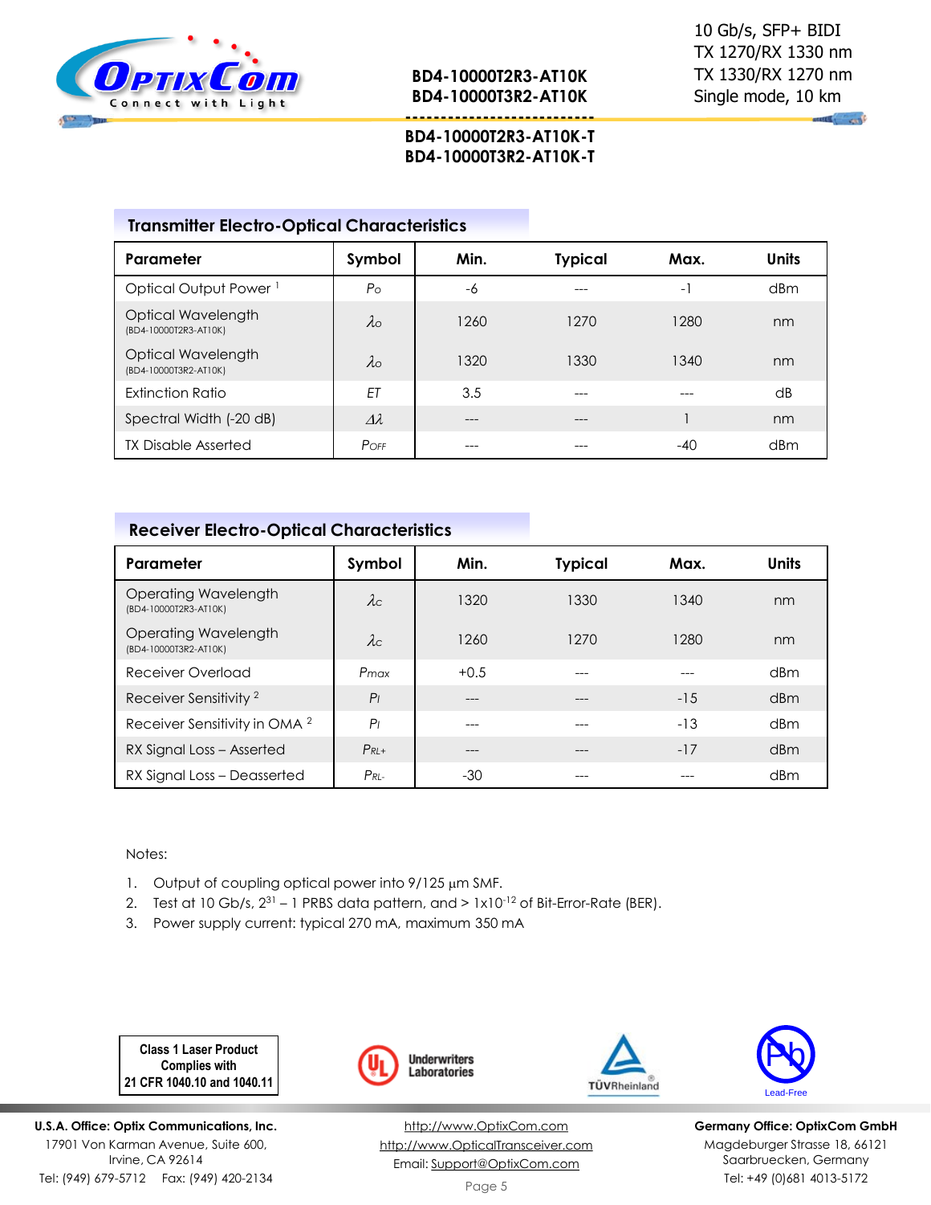## Transmitter Electro-Optical Characteristics

| Parameter | Symbol | Min. | Typical | Max. | Units |
|---|---|---|---|---|---|
| Optical Output Power [1] | $P_O$ | -6 | --- | -1 | dBm |
| Optical Wavelength (BD4-10000T2R3-AT10K) | $\lambda_O$ | 1260 | 1270 | 1280 | nm |
| Optical Wavelength (BD4-10000T3R2-AT10K) | $\lambda_O$ | 1320 | 1330 | 1340 | nm |
| Extinction Ratio | $ET$ | 3.5 | --- | --- | dB |
| Spectral Width (-20 dB) | $\Delta\lambda$ | --- | --- | 1 | nm |
| TX Disable Asserted | $P_{OFF}$ | --- | --- | -40 | dBm |

## Receiver Electro-Optical Characteristics

| Parameter | Symbol | Min. | Typical | Max. | Units |
|---|---|---|---|---|---|
| Operating Wavelength (BD4-10000T2R3-AT10K) | $\lambda_C$ | 1320 | 1330 | 1340 | nm |
| Operating Wavelength (BD4-10000T3R2-AT10K) | $\lambda_C$ | 1260 | 1270 | 1280 | nm |
| Receiver Overload | $P_{max}$ | +0.5 | --- | --- | dBm |
| Receiver Sensitivity [2] | $P_I$ | --- | --- | -15 | dBm |
| Receiver Sensitivity in OMA [2] | $P_I$ | --- | --- | -13 | dBm |
| RX Signal Loss – Asserted | $P_{RL+}$ | --- | --- | -17 | dBm |
| RX Signal Loss – Deasserted | $P_{RL-}$ | -30 | --- | --- | dBm |

Notes:

1. Output of coupling optical power into 9/125 μm SMF.
2. Test at 10 Gb/s, $2^{31}-1$ PRBS data pattern, and > $1\times10^{-12}$ of Bit-Error-Rate (BER).
3. Power supply current: typical 270 mA, maximum 350 mA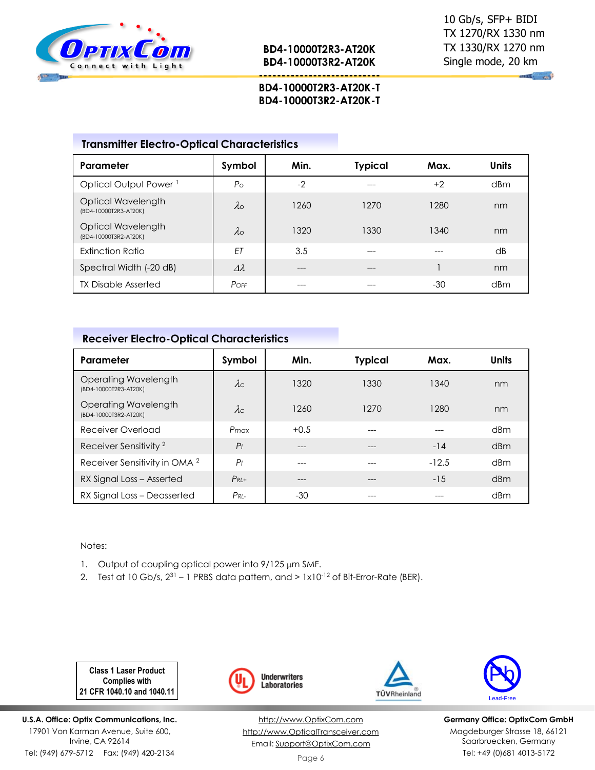## Transmitter Electro-Optical Characteristics

| Parameter | Symbol | Min. | Typical | Max. | Units |
|---|---|---|---|---|---|
| Optical Output Power [1] | $P_O$ | -2 | --- | +2 | dBm |
| Optical Wavelength (BD4-10000T2R3-AT20K) | $\lambda_O$ | 1260 | 1270 | 1280 | nm |
| Optical Wavelength (BD4-10000T3R2-AT20K) | $\lambda_O$ | 1320 | 1330 | 1340 | nm |
| Extinction Ratio | $ET$ | 3.5 | --- | --- | dB |
| Spectral Width (-20 dB) | $\Delta\lambda$ | --- | --- | 1 | nm |
| TX Disable Asserted | $P_{OFF}$ | --- | --- | -30 | dBm |

## Receiver Electro-Optical Characteristics

| Parameter | Symbol | Min. | Typical | Max. | Units |
|---|---|---|---|---|---|
| Operating Wavelength (BD4-10000T2R3-AT20K) | $\lambda_C$ | 1320 | 1330 | 1340 | nm |
| Operating Wavelength (BD4-10000T3R2-AT20K) | $\lambda_C$ | 1260 | 1270 | 1280 | nm |
| Receiver Overload | $P_{max}$ | +0.5 | --- | --- | dBm |
| Receiver Sensitivity [2] | $P_I$ | --- | --- | -14 | dBm |
| Receiver Sensitivity in OMA [2] | $P_I$ | --- | --- | -12.5 | dBm |
| RX Signal Loss – Asserted | $P_{RL+}$ | --- | --- | -15 | dBm |
| RX Signal Loss – Deasserted | $P_{RL-}$ | -30 | --- | --- | dBm |

Notes:

1. Output of coupling optical power into 9/125 μm SMF.
2. Test at 10 Gb/s, $2^{31} - 1$ PRBS data pattern, and > $1 \times 10^{-12}$ of Bit-Error-Rate (BER).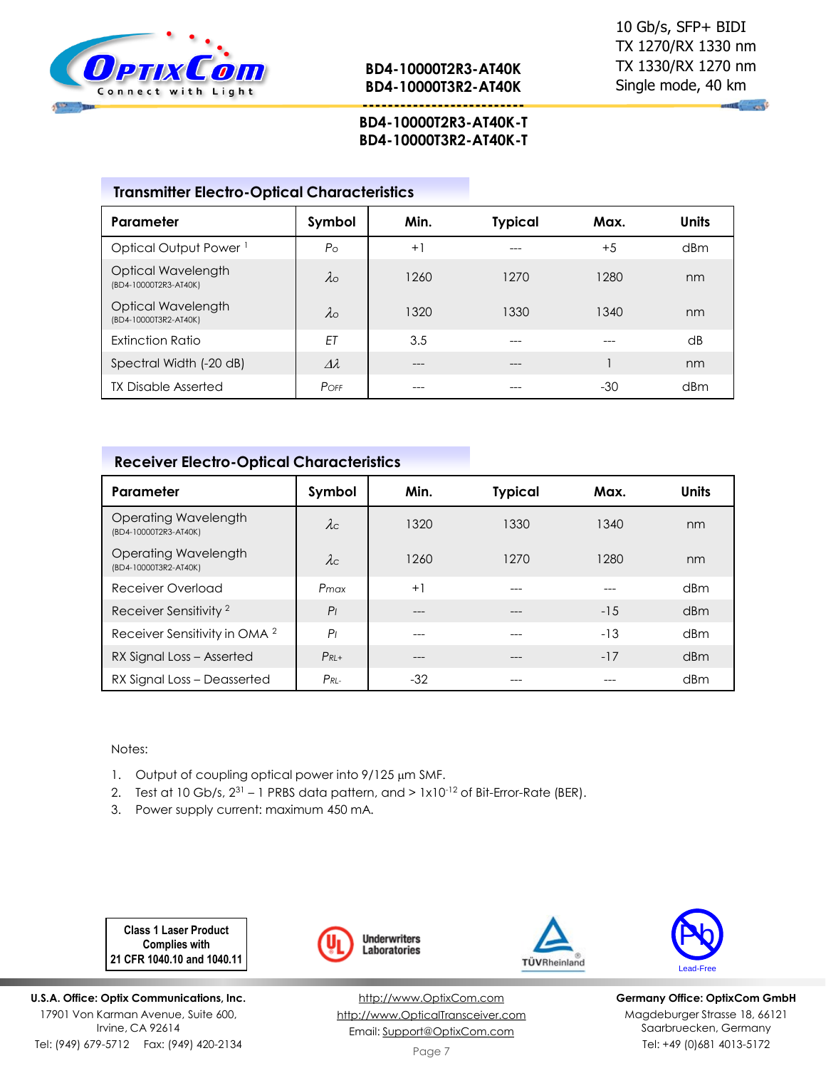## Transmitter Electro-Optical Characteristics

| Parameter | Symbol | Min. | Typical | Max. | Units |
|---|---|---|---|---|---|
| Optical Output Power [1] | $P_O$ | +1 | --- | +5 | dBm |
| Optical Wavelength (BD4-10000T2R3-AT40K) | $\lambda_O$ | 1260 | 1270 | 1280 | nm |
| Optical Wavelength (BD4-10000T3R2-AT40K) | $\lambda_O$ | 1320 | 1330 | 1340 | nm |
| Extinction Ratio | $ET$ | 3.5 | --- | --- | dB |
| Spectral Width (-20 dB) | $\Delta\lambda$ | --- | --- | 1 | nm |
| TX Disable Asserted | $P_{OFF}$ | --- | --- | -30 | dBm |

## Receiver Electro-Optical Characteristics

| Parameter | Symbol | Min. | Typical | Max. | Units |
|---|---|---|---|---|---|
| Operating Wavelength (BD4-10000T2R3-AT40K) | $\lambda_C$ | 1320 | 1330 | 1340 | nm |
| Operating Wavelength (BD4-10000T3R2-AT40K) | $\lambda_C$ | 1260 | 1270 | 1280 | nm |
| Receiver Overload | $P_{max}$ | +1 | --- | --- | dBm |
| Receiver Sensitivity [2] | $P_I$ | --- | --- | -15 | dBm |
| Receiver Sensitivity in OMA [2] | $P_I$ | --- | --- | -13 | dBm |
| RX Signal Loss – Asserted | $P_{RL+}$ | --- | --- | -17 | dBm |
| RX Signal Loss – Deasserted | $P_{RL-}$ | -32 | --- | --- | dBm |

Notes:

1. Output of coupling optical power into 9/125 µm SMF.
2. Test at 10 Gb/s, $2^{31} - 1$ PRBS data pattern, and > $1\times10^{-12}$ of Bit-Error-Rate (BER).
3. Power supply current: maximum 450 mA.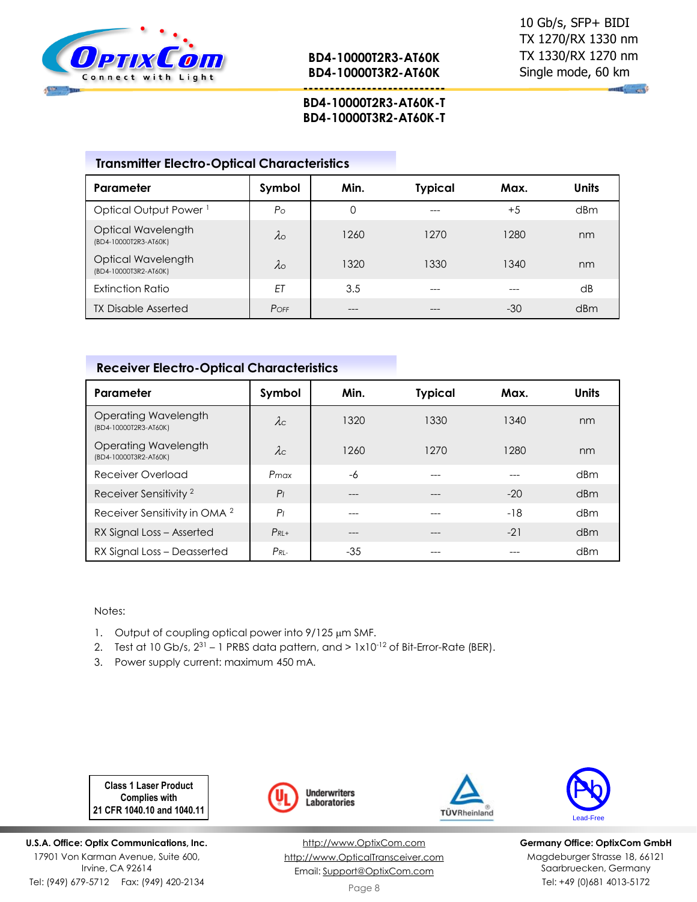## Transmitter Electro-Optical Characteristics

| Parameter | Symbol | Min. | Typical | Max. | Units |
|---|---|---|---|---|---|
| Optical Output Power [1] | $P_O$ | 0 | --- | +5 | dBm |
| Optical Wavelength (BD4-10000T2R3-AT60K) | $\lambda_O$ | 1260 | 1270 | 1280 | nm |
| Optical Wavelength (BD4-10000T3R2-AT60K) | $\lambda_O$ | 1320 | 1330 | 1340 | nm |
| Extinction Ratio | $ET$ | 3.5 | --- | --- | dB |
| TX Disable Asserted | $P_{OFF}$ | --- | --- | -30 | dBm |

## Receiver Electro-Optical Characteristics

| Parameter | Symbol | Min. | Typical | Max. | Units |
|---|---|---|---|---|---|
| Operating Wavelength (BD4-10000T2R3-AT60K) | $\lambda_C$ | 1320 | 1330 | 1340 | nm |
| Operating Wavelength (BD4-10000T3R2-AT60K) | $\lambda_C$ | 1260 | 1270 | 1280 | nm |
| Receiver Overload | $P_{max}$ | -6 | --- | --- | dBm |
| Receiver Sensitivity [2] | $P_I$ | --- | --- | -20 | dBm |
| Receiver Sensitivity in OMA [2] | $P_I$ | --- | --- | -18 | dBm |
| RX Signal Loss – Asserted | $P_{RL+}$ | --- | --- | -21 | dBm |
| RX Signal Loss – Deasserted | $P_{RL-}$ | -35 | --- | --- | dBm |

Notes:

1. Output of coupling optical power into 9/125 µm SMF.
2. Test at 10 Gb/s, $2^{31} - 1$ PRBS data pattern, and > $1 \times 10^{-12}$ of Bit-Error-Rate (BER).
3. Power supply current: maximum 450 mA.

Class 1 Laser Product
Complies with
21 CFR 1040.10 and 1040.11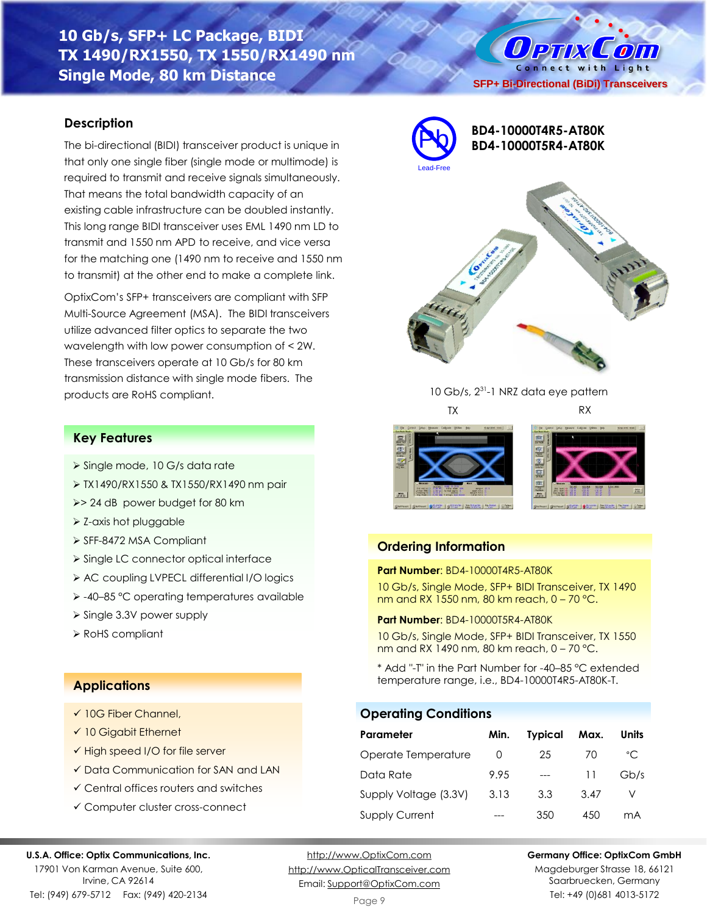# 10 Gb/s, SFP+ LC Package, BIDI TX 1490/RX1550, TX 1550/RX1490 nm Single Mode, 80 km Distance

SFP+ Bi-Directional (BiDi) Transceivers

## Description

The bi-directional (BIDI) transceiver product is unique in that only one single fiber (single mode or multimode) is required to transmit and receive signals simultaneously. That means the total bandwidth capacity of an existing cable infrastructure can be doubled instantly. This long range BIDI transceiver uses EML 1490 nm LD to transmit and 1550 nm APD to receive, and vice versa for the matching one (1490 nm to receive and 1550 nm to transmit) at the other end to make a complete link.

OptixCom's SFP+ transceivers are compliant with SFP Multi-Source Agreement (MSA). The BIDI transceivers utilize advanced filter optics to separate the two wavelength with low power consumption of < 2W. These transceivers operate at 10 Gb/s for 80 km transmission distance with single mode fibers. The products are RoHS compliant.

Lead-Free

**BD4-10000T4R5-AT80K**
**BD4-10000T5R4-AT80K**

10 Gb/s, $2^{31}$-1 NRZ data eye pattern

TX RX

## Key Features

- Single mode, 10 G/s data rate
- TX1490/RX1550 & TX1550/RX1490 nm pair
- > 24 dB power budget for 80 km
- Z-axis hot pluggable
- SFF-8472 MSA Compliant
- Single LC connector optical interface
- AC coupling LVPECL differential I/O logics
- -40–85 °C operating temperatures available
- Single 3.3V power supply
- RoHS compliant

## Applications

- ✓ 10G Fiber Channel,
- ✓ 10 Gigabit Ethernet
- ✓ High speed I/O for file server
- ✓ Data Communication for SAN and LAN
- ✓ Central offices routers and switches
- ✓ Computer cluster cross-connect

## Ordering Information

**Part Number**: BD4-10000T4R5-AT80K

10 Gb/s, Single Mode, SFP+ BIDI Transceiver, TX 1490 nm and RX 1550 nm, 80 km reach, 0 – 70 °C.

**Part Number**: BD4-10000T5R4-AT80K

10 Gb/s, Single Mode, SFP+ BIDI Transceiver, TX 1550 nm and RX 1490 nm, 80 km reach, 0 – 70 °C.

* Add "-T" in the Part Number for -40–85 °C extended temperature range, i.e., BD4-10000T4R5-AT80K-T.

## Operating Conditions

| Parameter | Min. | Typical | Max. | Units |
|---|---|---|---|---|
| Operate Temperature | 0 | 25 | 70 | °C |
| Data Rate | 9.95 | --- | 11 | Gb/s |
| Supply Voltage (3.3V) | 3.13 | 3.3 | 3.47 | V |
| Supply Current | --- | 350 | 450 | mA |

**U.S.A. Office: Optix Communications, Inc.**
17901 Von Karman Avenue, Suite 600,
Irvine, CA 92614
Tel: (949) 679-5712 Fax: (949) 420-2134

http://www.OptixCom.com
http://www.OpticalTransceiver.com
Email: Support@OptixCom.com

**Germany Office: OptixCom GmbH**
Magdeburger Strasse 18, 66121
Saarbruecken, Germany
Tel: +49 (0)681 4013-5172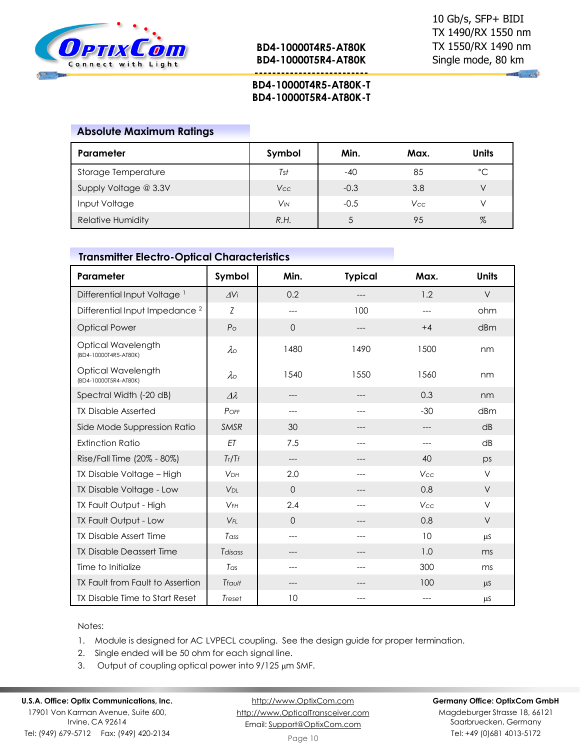## Absolute Maximum Ratings

| Parameter | Symbol | Min. | Max. | Units |
|---|---|---|---|---|
| Storage Temperature | $T_{st}$ | -40 | 85 | °C |
| Supply Voltage @ 3.3V | $V_{CC}$ | -0.3 | 3.8 | V |
| Input Voltage | $V_{IN}$ | -0.5 | $V_{CC}$ | V |
| Relative Humidity | R.H. | 5 | 95 | % |

## Transmitter Electro-Optical Characteristics

| Parameter | Symbol | Min. | Typical | Max. | Units |
|---|---|---|---|---|---|
| Differential Input Voltage [1] | $\Delta V_i$ | 0.2 | --- | 1.2 | V |
| Differential Input Impedance [2] | $Z$ | --- | 100 | --- | ohm |
| Optical Power | $P_O$ | 0 | --- | +4 | dBm |
| Optical Wavelength (BD4-10000T4R5-AT80K) | $\lambda_O$ | 1480 | 1490 | 1500 | nm |
| Optical Wavelength (BD4-10000T5R4-AT80K) | $\lambda_O$ | 1540 | 1550 | 1560 | nm |
| Spectral Width (-20 dB) | $\Delta\lambda$ | --- | --- | 0.3 | nm |
| TX Disable Asserted | $P_{OFF}$ | --- | --- | -30 | dBm |
| Side Mode Suppression Ratio | SMSR | 30 | --- | --- | dB |
| Extinction Ratio | ET | 7.5 | --- | --- | dB |
| Rise/Fall Time (20% - 80%) | $T_r/T_f$ | --- | --- | 40 | ps |
| TX Disable Voltage – High | $V_{DH}$ | 2.0 | --- | $V_{CC}$ | V |
| TX Disable Voltage - Low | $V_{DL}$ | 0 | --- | 0.8 | V |
| TX Fault Output - High | $V_{FH}$ | 2.4 | --- | $V_{CC}$ | V |
| TX Fault Output - Low | $V_{FL}$ | 0 | --- | 0.8 | V |
| TX Disable Assert Time | $T_{ass}$ | --- | --- | 10 | µs |
| TX Disable Deassert Time | $T_{disass}$ | --- | --- | 1.0 | ms |
| Time to Initialize | $T_{as}$ | --- | --- | 300 | ms |
| TX Fault from Fault to Assertion | $T_{fault}$ | --- | --- | 100 | µs |
| TX Disable Time to Start Reset | $T_{reset}$ | 10 | --- | --- | µs |

Notes:

1. Module is designed for AC LVPECL coupling. See the design guide for proper termination.
2. Single ended will be 50 ohm for each signal line.
3. Output of coupling optical power into 9/125 µm SMF.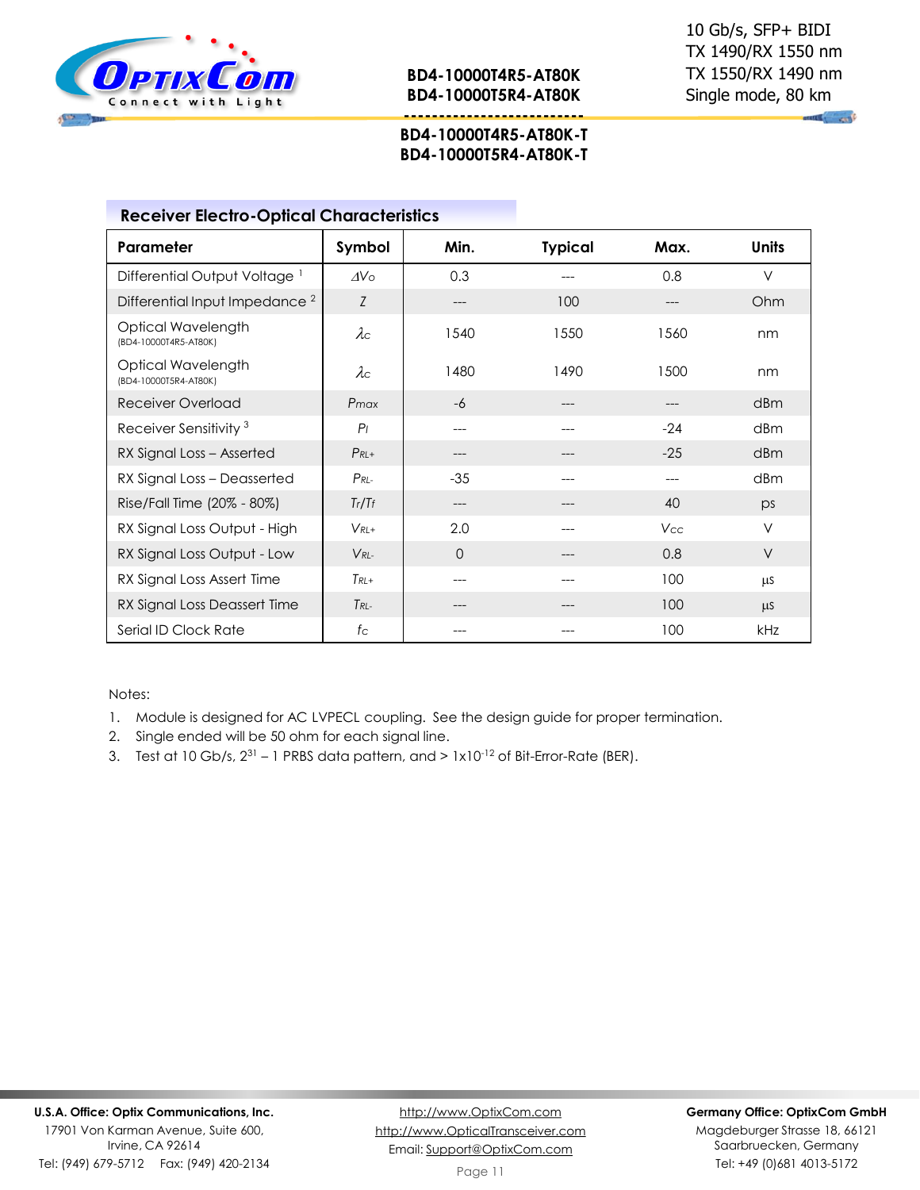## Receiver Electro-Optical Characteristics

| Parameter | Symbol | Min. | Typical | Max. | Units |
|---|---|---|---|---|---|
| Differential Output Voltage [1] | $\Delta V_O$ | 0.3 | --- | 0.8 | V |
| Differential Input Impedance [2] | $Z$ | --- | 100 | --- | Ohm |
| Optical Wavelength (BD4-10000T4R5-AT80K) | $\lambda_C$ | 1540 | 1550 | 1560 | nm |
| Optical Wavelength (BD4-10000T5R4-AT80K) | $\lambda_C$ | 1480 | 1490 | 1500 | nm |
| Receiver Overload | $P_{max}$ | -6 | --- | --- | dBm |
| Receiver Sensitivity [3] | $P_I$ | --- | --- | -24 | dBm |
| RX Signal Loss – Asserted | $P_{RL+}$ | --- | --- | -25 | dBm |
| RX Signal Loss – Deasserted | $P_{RL-}$ | -35 | --- | --- | dBm |
| Rise/Fall Time (20% - 80%) | $T_r/T_f$ | --- | --- | 40 | ps |
| RX Signal Loss Output - High | $V_{RL+}$ | 2.0 | --- | $V_{CC}$ | V |
| RX Signal Loss Output - Low | $V_{RL-}$ | 0 | --- | 0.8 | V |
| RX Signal Loss Assert Time | $T_{RL+}$ | --- | --- | 100 | µs |
| RX Signal Loss Deassert Time | $T_{RL-}$ | --- | --- | 100 | µs |
| Serial ID Clock Rate | $f_C$ | --- | --- | 100 | kHz |

Notes:

1. Module is designed for AC LVPECL coupling. See the design guide for proper termination.
2. Single ended will be 50 ohm for each signal line.
3. Test at 10 Gb/s, $2^{31} - 1$ PRBS data pattern, and > $1\times10^{-12}$ of Bit-Error-Rate (BER).